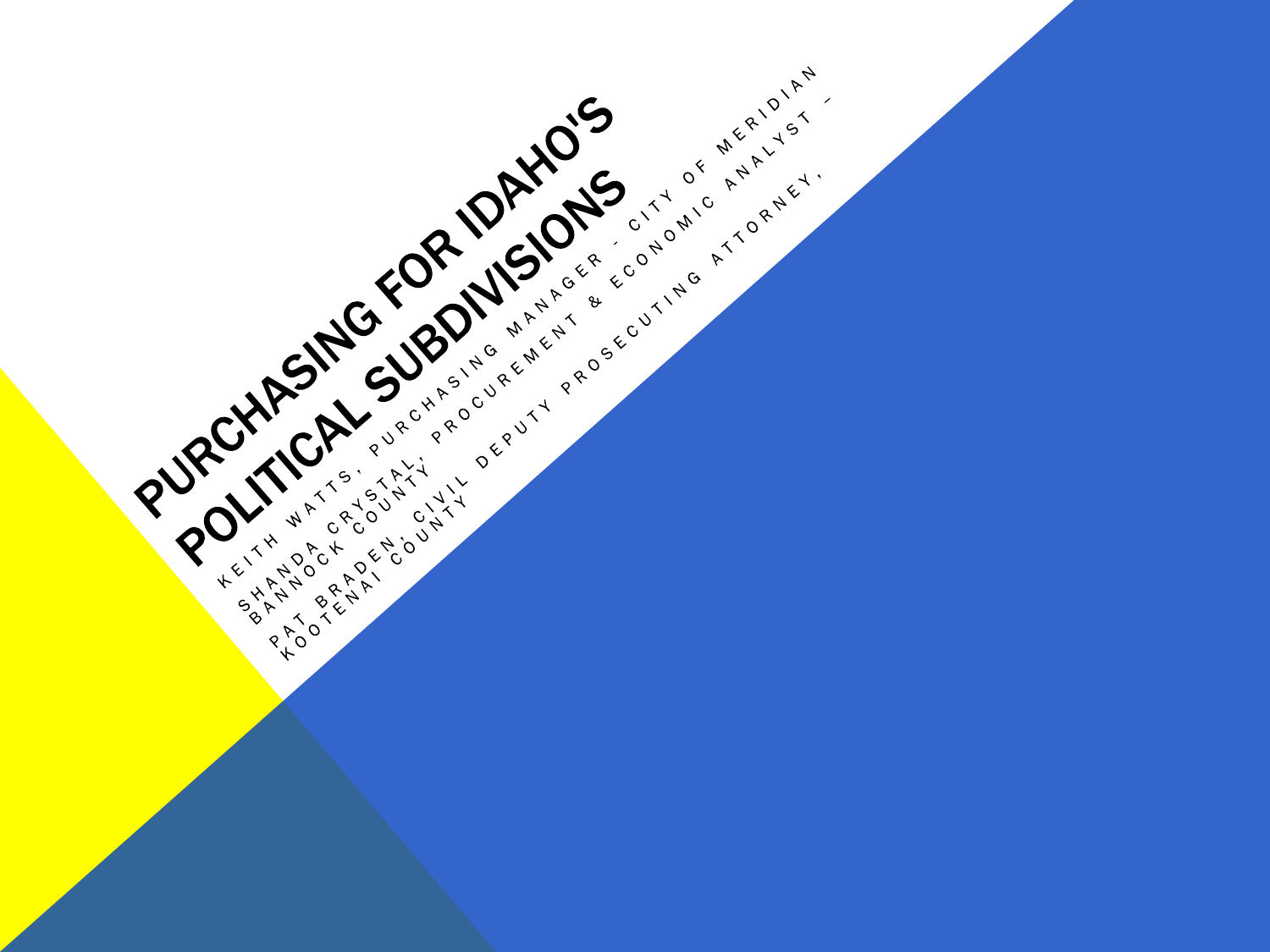# Purchasing for Idaho's Political Subdivisions

Keith Watts, Purchasing Manager - City of Meridian

Shanda Crystal, Procurement & Economic Analyst – Bannock County

Pat Braden, Civil Deputy Prosecuting Attorney, Kootenai County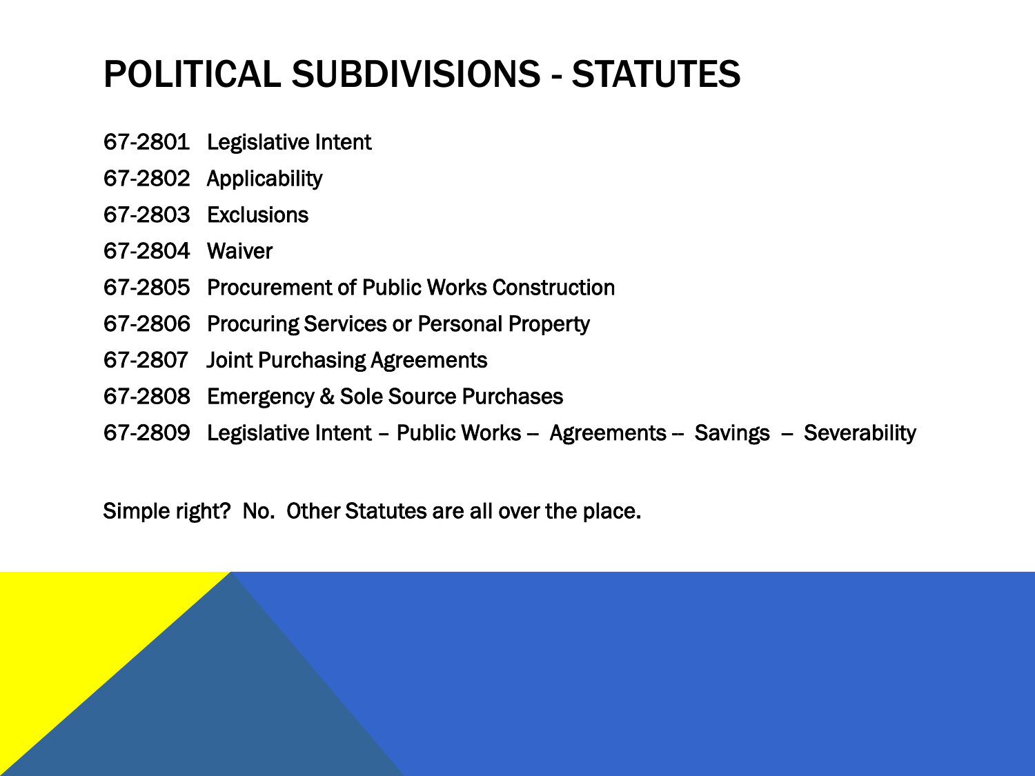# POLITICAL SUBDIVISIONS - STATUTES

67-2801 Legislative Intent

67-2802 Applicability

67-2803 Exclusions

67-2804 Waiver

67-2805 Procurement of Public Works Construction

67-2806 Procuring Services or Personal Property

67-2807 Joint Purchasing Agreements

67-2808 Emergency & Sole Source Purchases

67-2809 Legislative Intent – Public Works – Agreements – Savings – Severability

Simple right? No. Other Statutes are all over the place.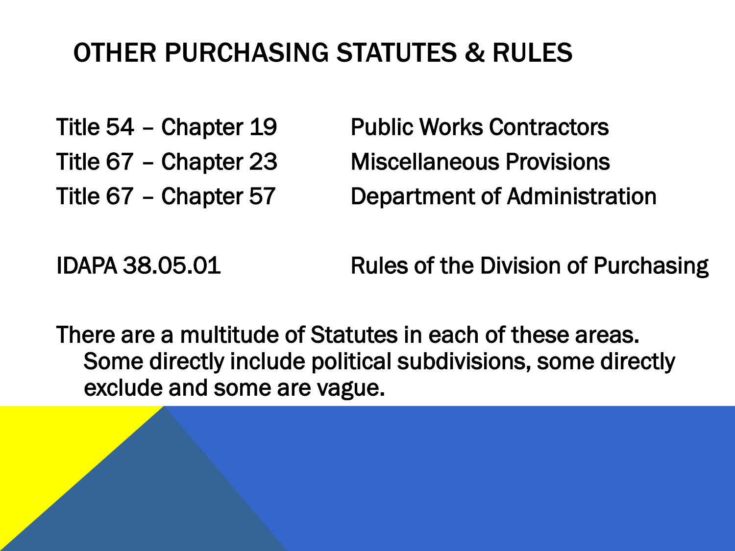# OTHER PURCHASING STATUTES & RULES

| | |
|---|---|
| Title 54 – Chapter 19 | Public Works Contractors |
| Title 67 – Chapter 23 | Miscellaneous Provisions |
| Title 67 – Chapter 57 | Department of Administration |
| IDAPA 38.05.01 | Rules of the Division of Purchasing |

There are a multitude of Statutes in each of these areas. Some directly include political subdivisions, some directly exclude and some are vague.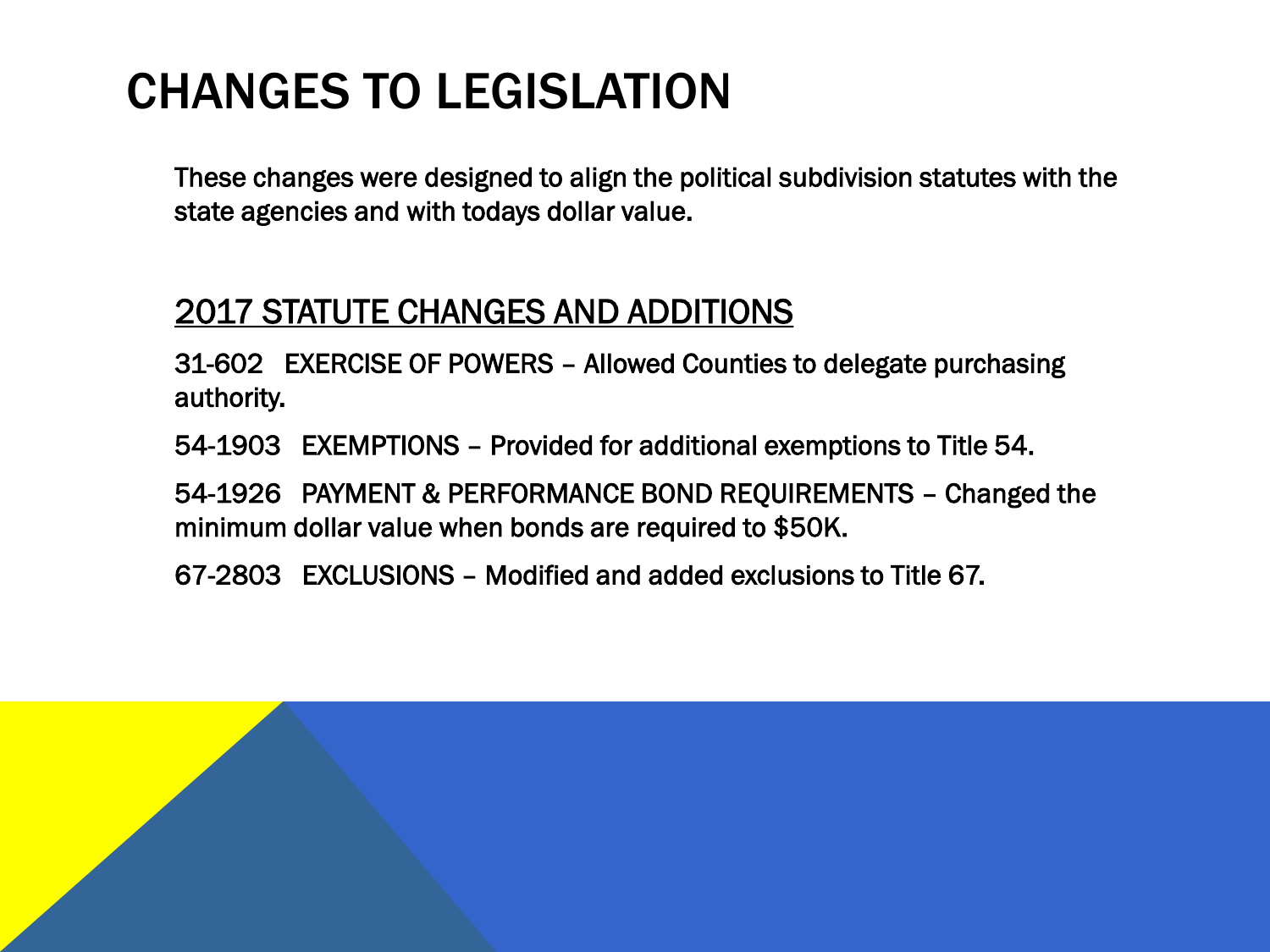# CHANGES TO LEGISLATION

These changes were designed to align the political subdivision statutes with the state agencies and with todays dollar value.

## 2017 STATUTE CHANGES AND ADDITIONS

31-602 EXERCISE OF POWERS – Allowed Counties to delegate purchasing authority.

54-1903 EXEMPTIONS – Provided for additional exemptions to Title 54.

54-1926 PAYMENT & PERFORMANCE BOND REQUIREMENTS – Changed the minimum dollar value when bonds are required to $50K.

67-2803 EXCLUSIONS – Modified and added exclusions to Title 67.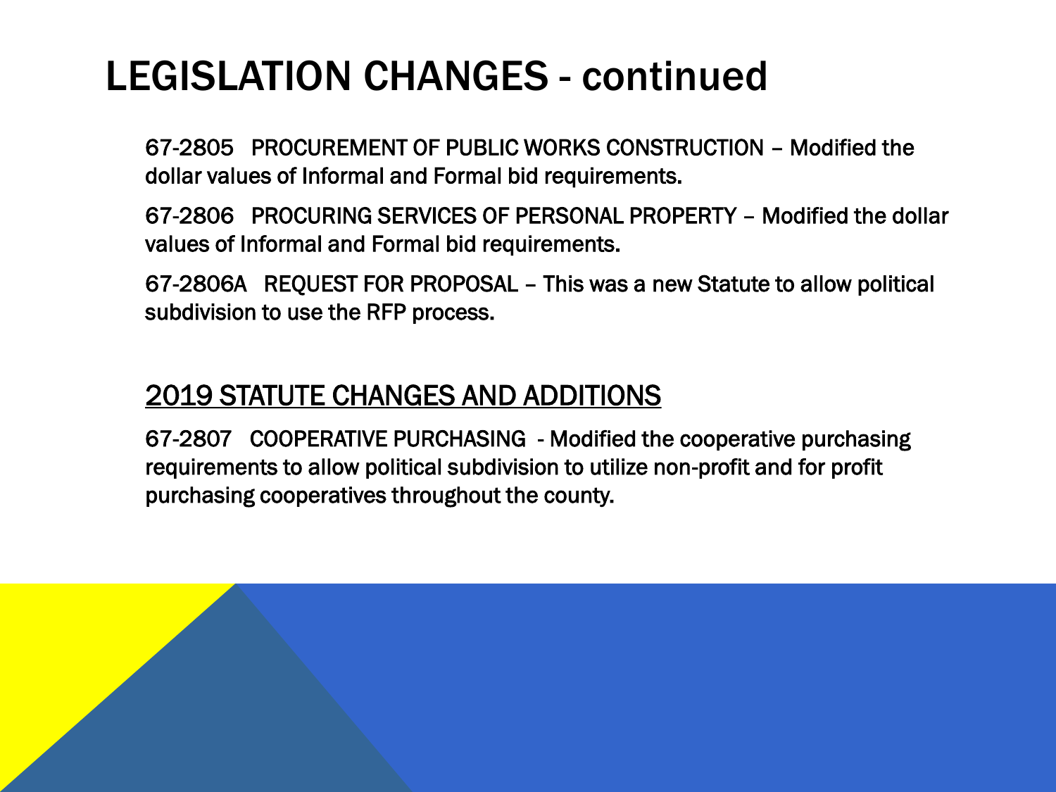# LEGISLATION CHANGES - continued

67-2805 PROCUREMENT OF PUBLIC WORKS CONSTRUCTION – Modified the dollar values of Informal and Formal bid requirements.

67-2806 PROCURING SERVICES OF PERSONAL PROPERTY – Modified the dollar values of Informal and Formal bid requirements.

67-2806A REQUEST FOR PROPOSAL – This was a new Statute to allow political subdivision to use the RFP process.

## 2019 STATUTE CHANGES AND ADDITIONS

67-2807 COOPERATIVE PURCHASING - Modified the cooperative purchasing requirements to allow political subdivision to utilize non-profit and for profit purchasing cooperatives throughout the county.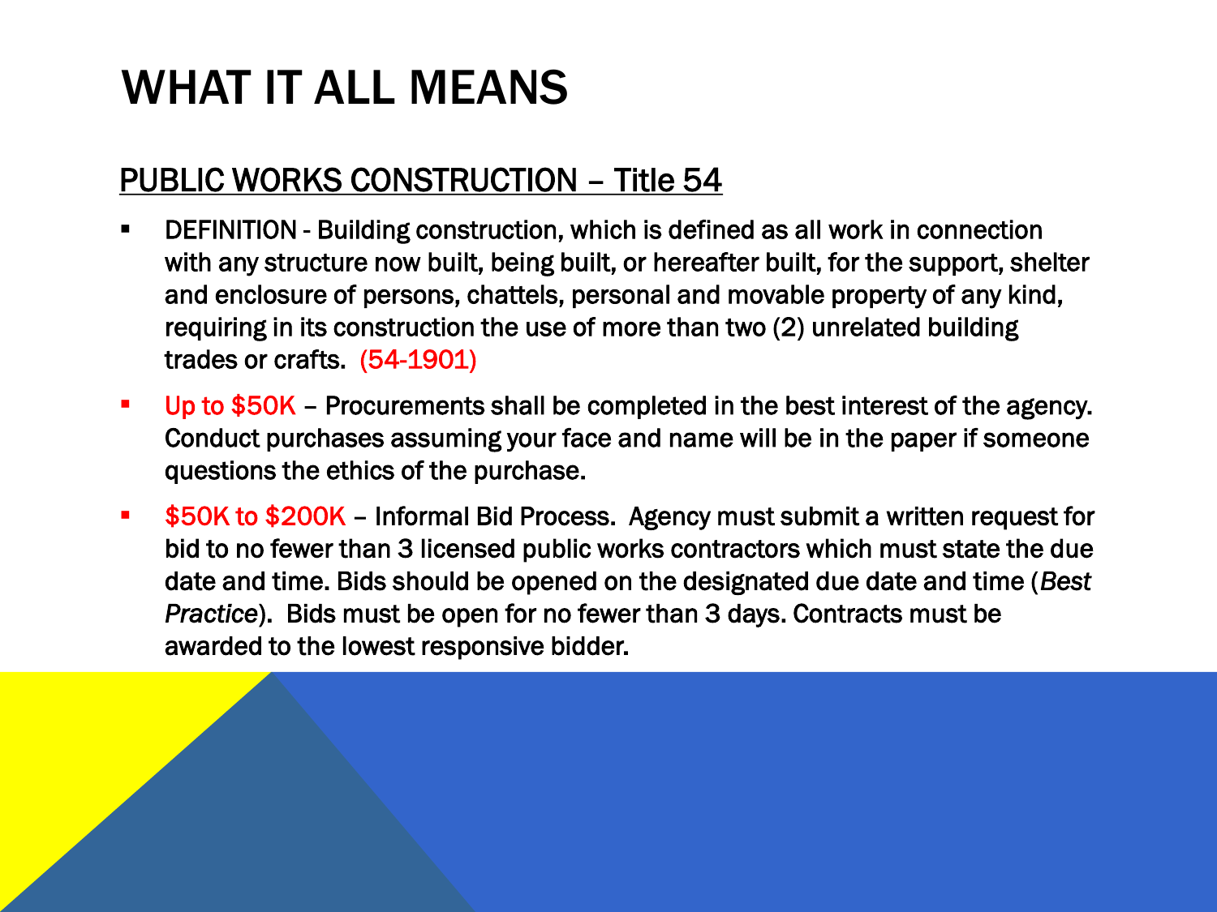# WHAT IT ALL MEANS

## PUBLIC WORKS CONSTRUCTION – Title 54

- DEFINITION - Building construction, which is defined as all work in connection with any structure now built, being built, or hereafter built, for the support, shelter and enclosure of persons, chattels, personal and movable property of any kind, requiring in its construction the use of more than two (2) unrelated building trades or crafts. (54-1901)
- Up to $50K – Procurements shall be completed in the best interest of the agency. Conduct purchases assuming your face and name will be in the paper if someone questions the ethics of the purchase.
- $50K to $200K – Informal Bid Process. Agency must submit a written request for bid to no fewer than 3 licensed public works contractors which must state the due date and time. Bids should be opened on the designated due date and time (*Best Practice*). Bids must be open for no fewer than 3 days. Contracts must be awarded to the lowest responsive bidder.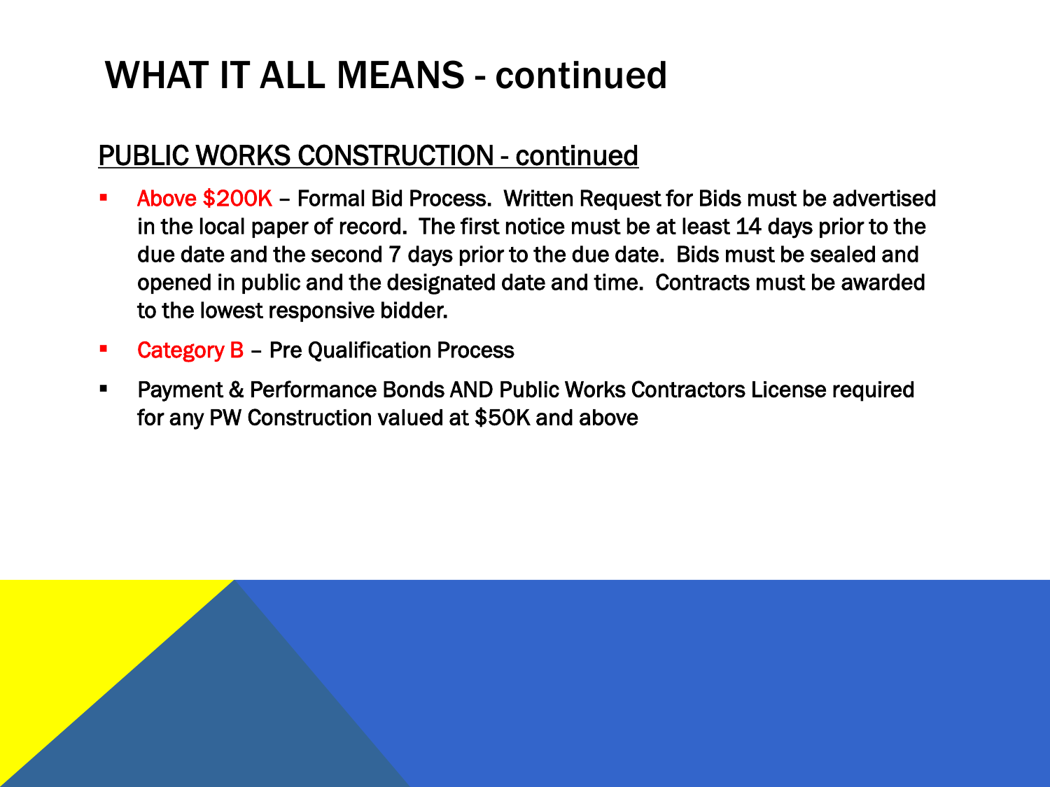# WHAT IT ALL MEANS - continued

## PUBLIC WORKS CONSTRUCTION - continued

- Above $200K – Formal Bid Process. Written Request for Bids must be advertised in the local paper of record. The first notice must be at least 14 days prior to the due date and the second 7 days prior to the due date. Bids must be sealed and opened in public and the designated date and time. Contracts must be awarded to the lowest responsive bidder.
- Category B – Pre Qualification Process
- Payment & Performance Bonds AND Public Works Contractors License required for any PW Construction valued at $50K and above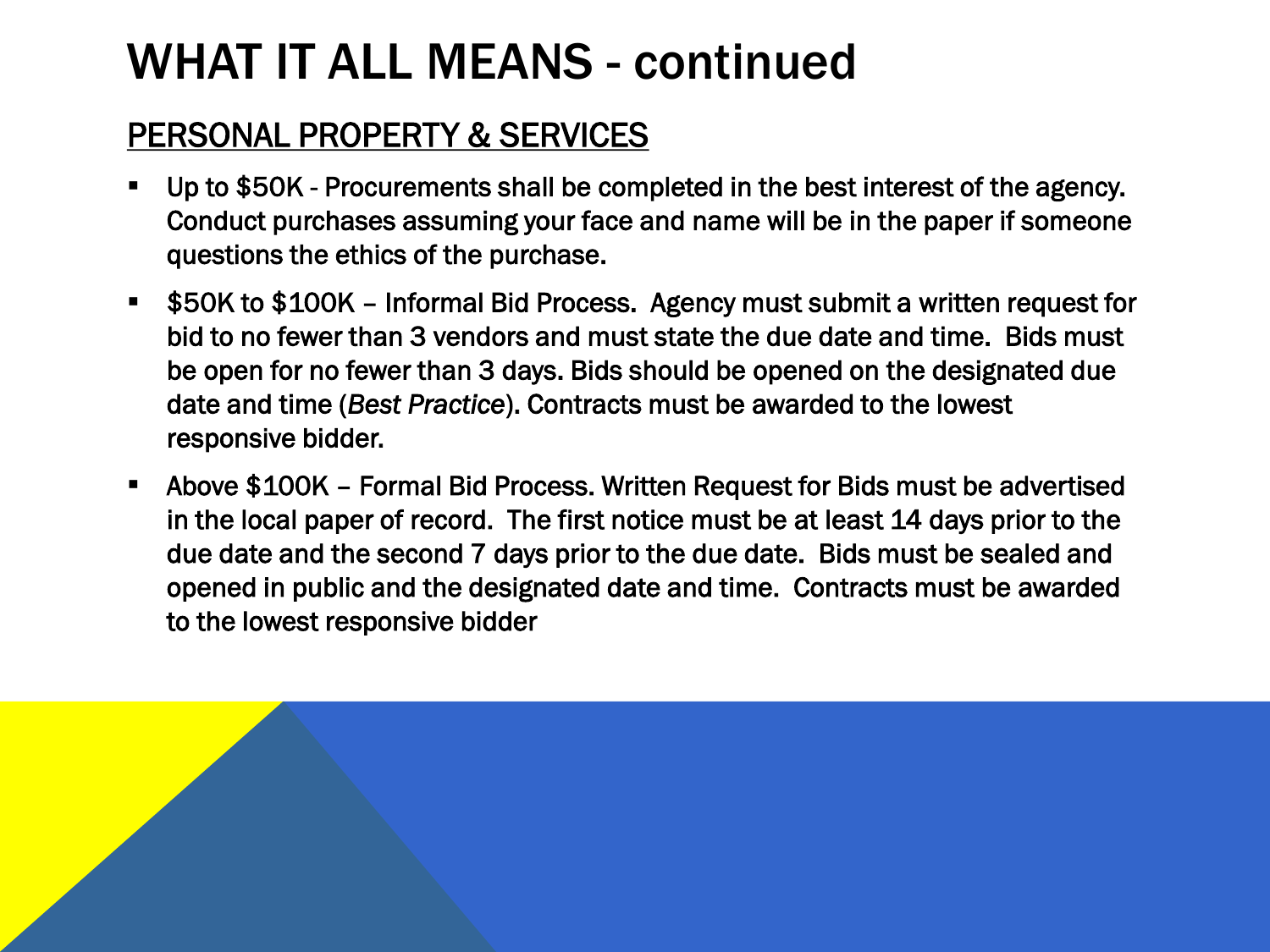# WHAT IT ALL MEANS - continued

## PERSONAL PROPERTY & SERVICES

- Up to $50K - Procurements shall be completed in the best interest of the agency. Conduct purchases assuming your face and name will be in the paper if someone questions the ethics of the purchase.
- $50K to $100K – Informal Bid Process. Agency must submit a written request for bid to no fewer than 3 vendors and must state the due date and time. Bids must be open for no fewer than 3 days. Bids should be opened on the designated due date and time (*Best Practice*). Contracts must be awarded to the lowest responsive bidder.
- Above $100K – Formal Bid Process. Written Request for Bids must be advertised in the local paper of record. The first notice must be at least 14 days prior to the due date and the second 7 days prior to the due date. Bids must be sealed and opened in public and the designated date and time. Contracts must be awarded to the lowest responsive bidder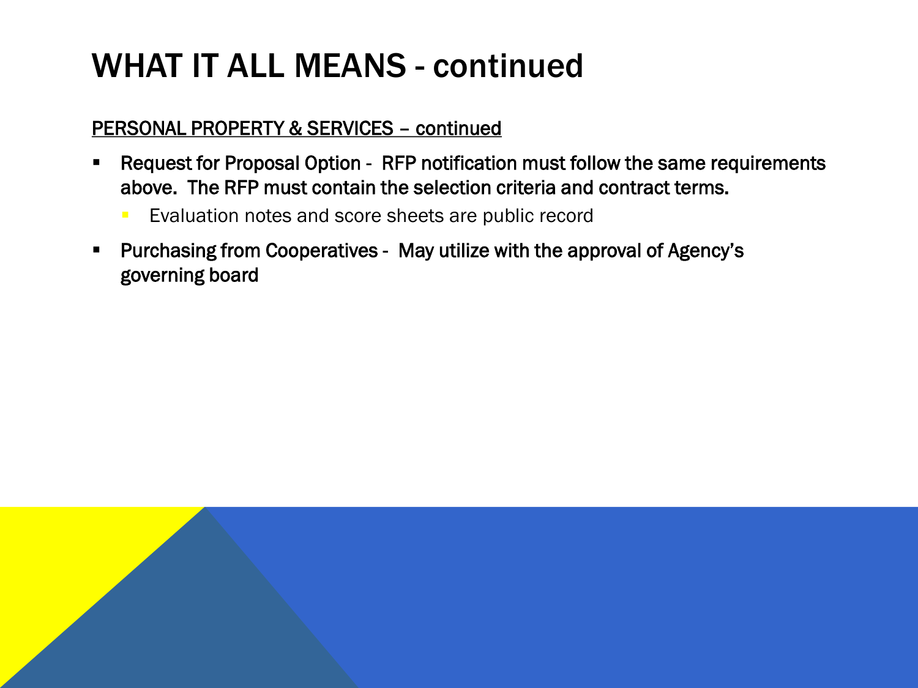# WHAT IT ALL MEANS - continued

PERSONAL PROPERTY & SERVICES – continued

- **Request for Proposal Option - RFP notification must follow the same requirements above. The RFP must contain the selection criteria and contract terms.**
  - Evaluation notes and score sheets are public record
- **Purchasing from Cooperatives - May utilize with the approval of Agency's governing board**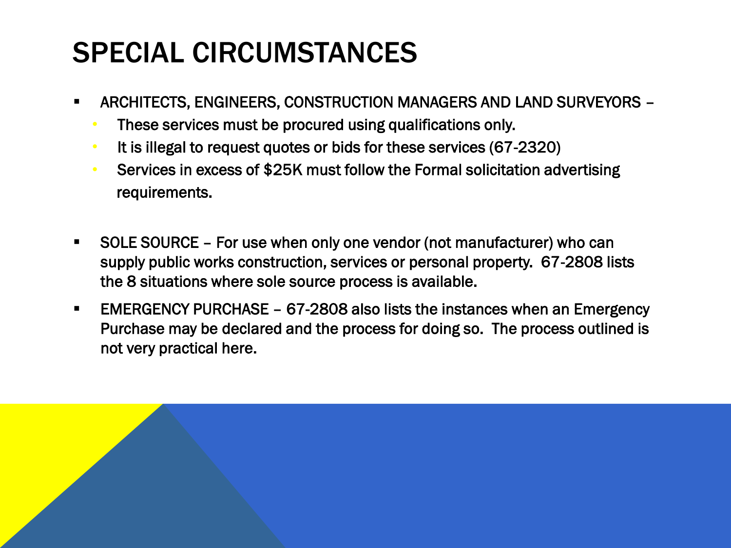# SPECIAL CIRCUMSTANCES

- ARCHITECTS, ENGINEERS, CONSTRUCTION MANAGERS AND LAND SURVEYORS –
  - These services must be procured using qualifications only.
  - It is illegal to request quotes or bids for these services (67-2320)
  - Services in excess of $25K must follow the Formal solicitation advertising requirements.
- SOLE SOURCE – For use when only one vendor (not manufacturer) who can supply public works construction, services or personal property. 67-2808 lists the 8 situations where sole source process is available.
- EMERGENCY PURCHASE – 67-2808 also lists the instances when an Emergency Purchase may be declared and the process for doing so. The process outlined is not very practical here.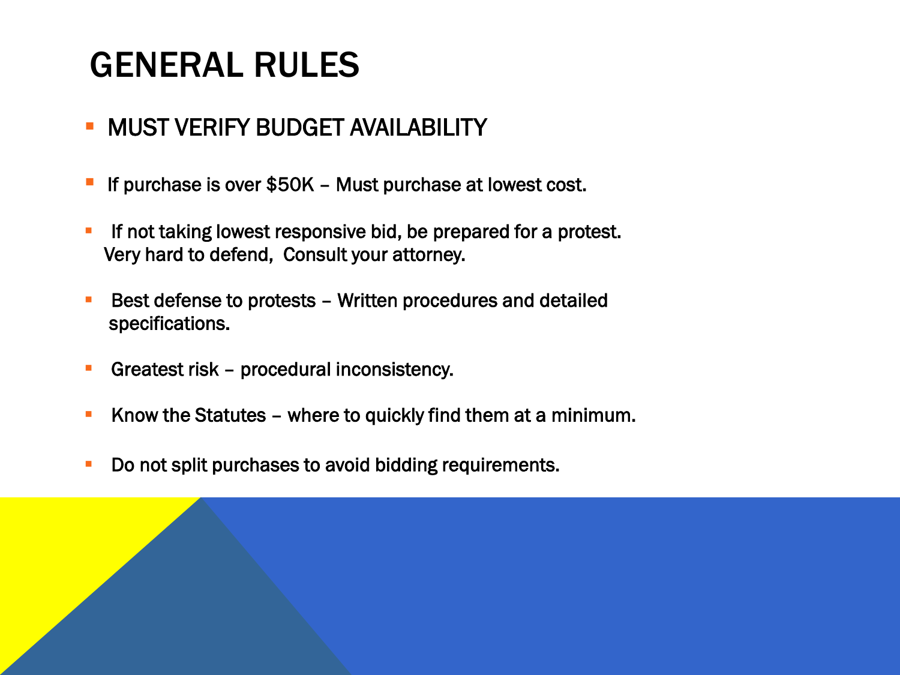# GENERAL RULES

- MUST VERIFY BUDGET AVAILABILITY
- If purchase is over $50K – Must purchase at lowest cost.
- If not taking lowest responsive bid, be prepared for a protest. Very hard to defend, Consult your attorney.
- Best defense to protests – Written procedures and detailed specifications.
- Greatest risk – procedural inconsistency.
- Know the Statutes – where to quickly find them at a minimum.
- Do not split purchases to avoid bidding requirements.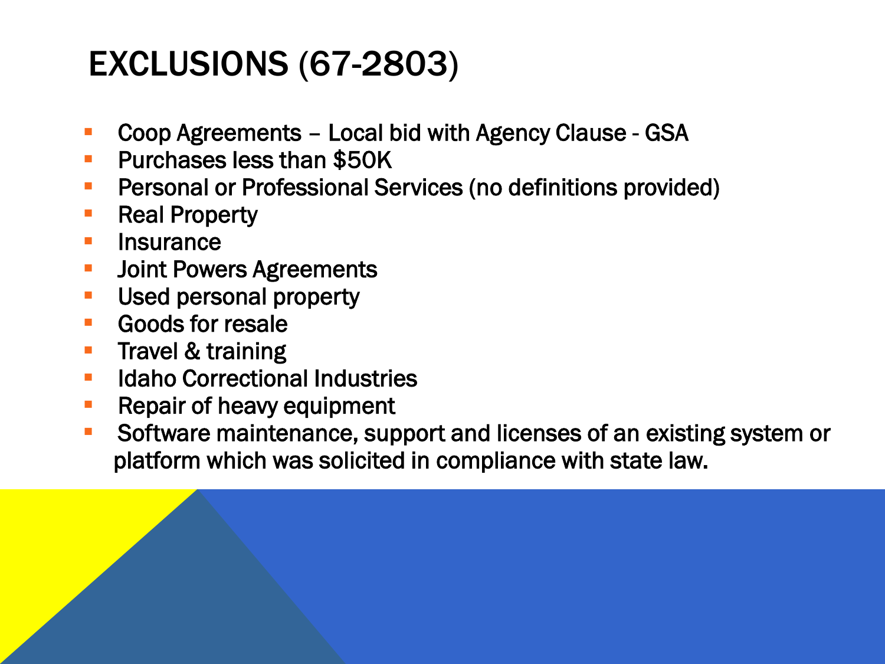# EXCLUSIONS (67-2803)

- Coop Agreements – Local bid with Agency Clause - GSA
- Purchases less than $50K
- Personal or Professional Services (no definitions provided)
- Real Property
- Insurance
- Joint Powers Agreements
- Used personal property
- Goods for resale
- Travel & training
- Idaho Correctional Industries
- Repair of heavy equipment
- Software maintenance, support and licenses of an existing system or platform which was solicited in compliance with state law.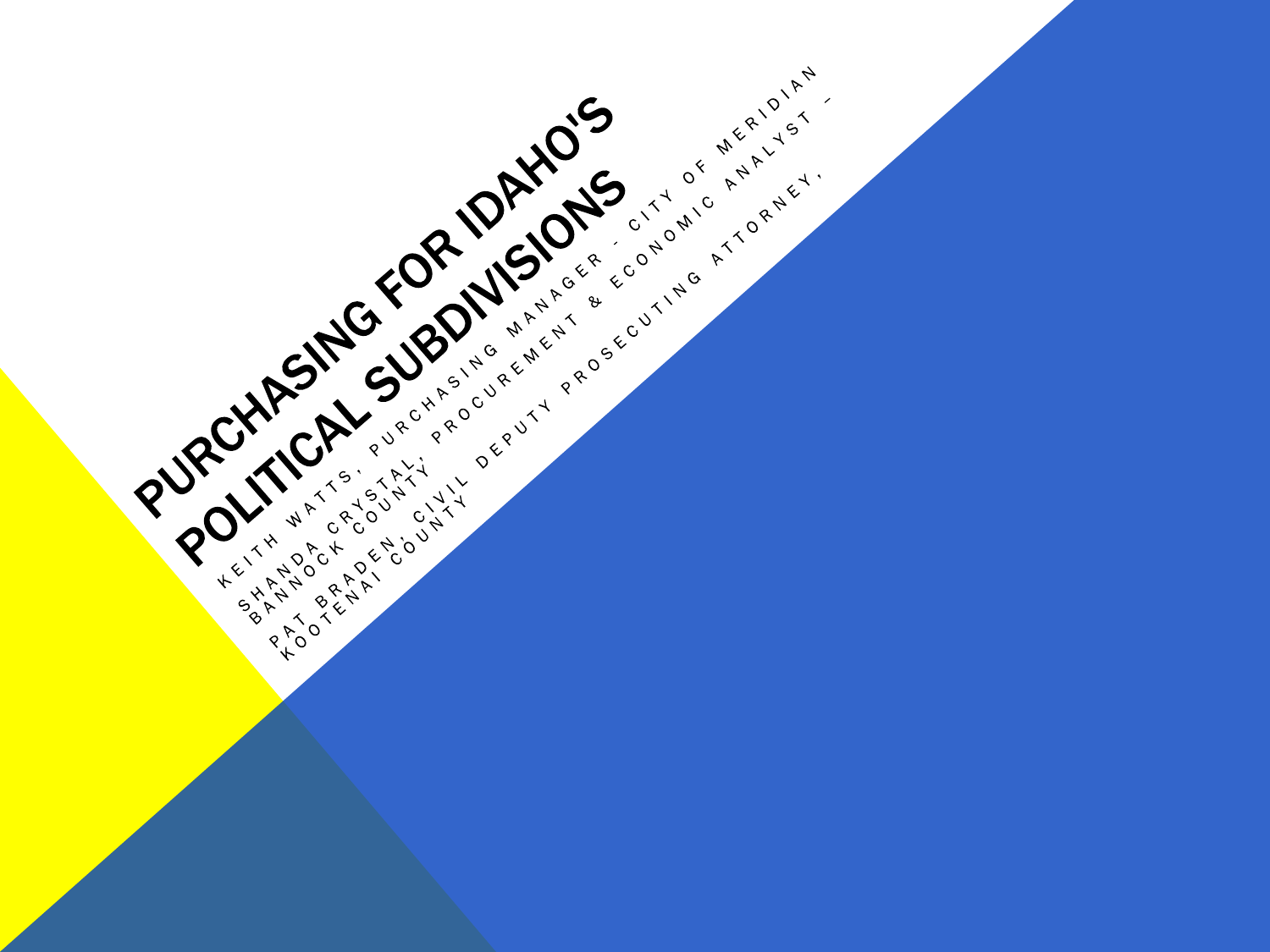# Purchasing for Idaho's Political Subdivisions

Keith Watts, Purchasing Manager - City of Meridian

Shanda Crystal, Procurement & Economic Analyst – Bannock County

Pat Braden, Civil Deputy Prosecuting Attorney, Kootenai County